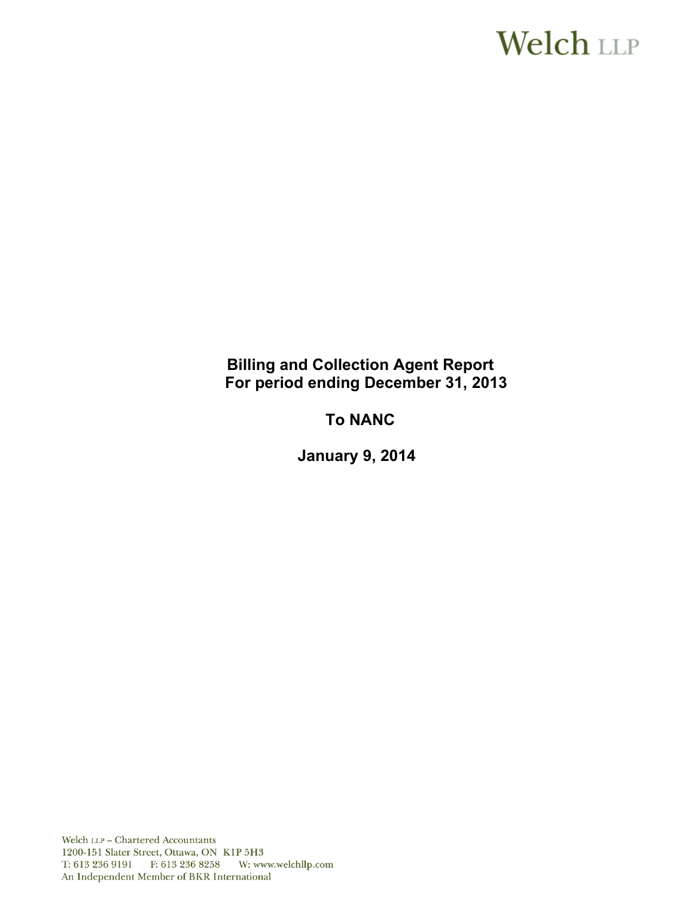Welch LLP

# Billing and Collection Agent Report
## For period ending December 31, 2013

## To NANC

## January 9, 2014

Welch LLP – Chartered Accountants
1200-151 Slater Street, Ottawa, ON K1P 5H3
T: 613 236 9191 F: 613 236 8258 W: www.welchllp.com
An Independent Member of BKR International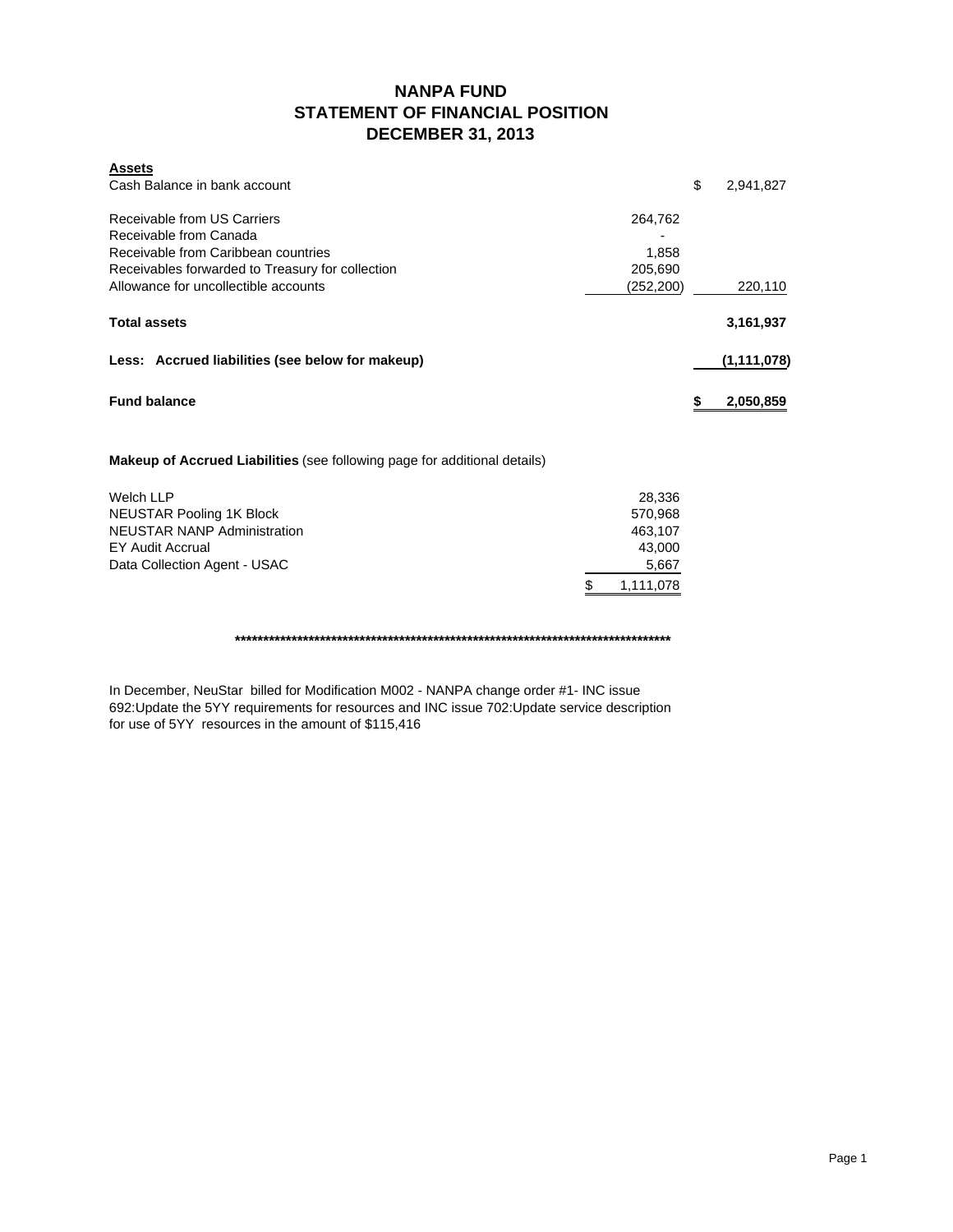# NANPA FUND
## STATEMENT OF FINANCIAL POSITION
## DECEMBER 31, 2013

| | | |
|---|---|---|
| **Assets** | | |
| Cash Balance in bank account | | $ 2,941,827 |
| Receivable from US Carriers | 264,762 | |
| Receivable from Canada | - | |
| Receivable from Caribbean countries | 1,858 | |
| Receivables forwarded to Treasury for collection | 205,690 | |
| Allowance for uncollectible accounts | (252,200) | 220,110 |
| **Total assets** | | **3,161,937** |
| **Less: Accrued liabilities (see below for makeup)** | | **(1,111,078)** |
| **Fund balance** | | **$ 2,050,859** |

**Makeup of Accrued Liabilities** (see following page for additional details)

| | |
|---|---|
| Welch LLP | 28,336 |
| NEUSTAR Pooling 1K Block | 570,968 |
| NEUSTAR NANP Administration | 463,107 |
| EY Audit Accrual | 43,000 |
| Data Collection Agent - USAC | 5,667 |
| | $ 1,111,078 |

********************************************************************************

In December, NeuStar billed for Modification M002 - NANPA change order #1- INC issue 692:Update the 5YY requirements for resources and INC issue 702:Update service description for use of 5YY resources in the amount of $115,416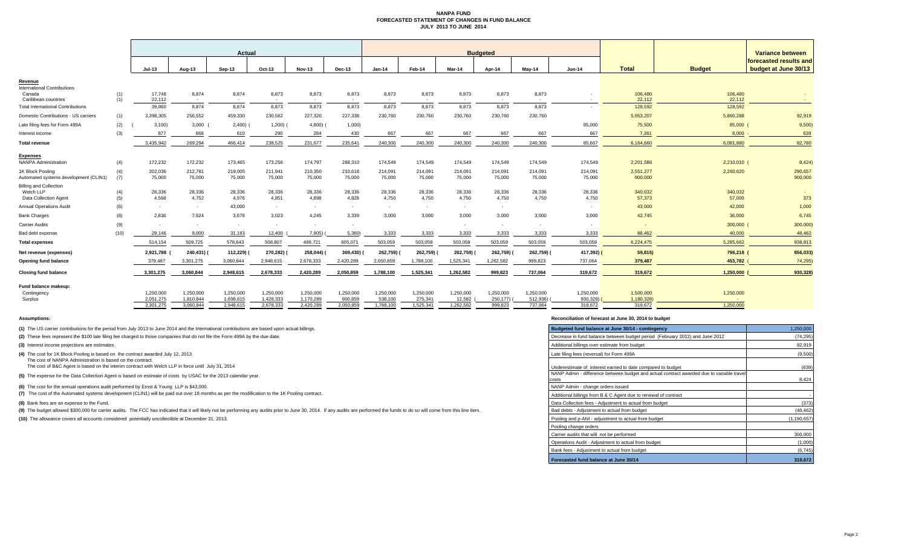# NANPA FUND
## FORECASTED STATEMENT OF CHANGES IN FUND BALANCE
### JULY 2013 TO JUNE 2014

| | | Actual | | | | | | Budgeted | | | | | | | | Variance between forecasted results and budget at June 30/13 |
|---|---|---|---|---|---|---|---|---|---|---|---|---|---|---|---|---|
| | | Jul-13 | Aug-13 | Sep-13 | Oct-13 | Nov-13 | Dec-13 | Jan-14 | Feb-14 | Mar-14 | Apr-14 | May-14 | Jun-14 | Total | Budget | |
| **Revenue** | | | | | | | | | | | | | | | | |
| International Contributions | | | | | | | | | | | | | | | | |
| Canada | (1) | 17,748 | 8,874 | 8,874 | 8,873 | 8,873 | 8,873 | 8,873 | 8,873 | 8,873 | 8,873 | 8,873 | - | 106,480 | 106,480 | - |
| Caribbean countries | (1) | 22,112 | - | - | - | - | - | - | - | - | - | - | - | 22,112 | 22,112 | - |
| Total International Contributions | | 39,860 | 8,874 | 8,874 | 8,873 | 8,873 | 8,873 | 8,873 | 8,873 | 8,873 | 8,873 | 8,873 | - | 128,592 | 128,592 | |
| Domestic Contributions - US carriers | (1) | 3,398,305 | 256,552 | 459,330 | 230,562 | 227,320 | 227,338 | 230,760 | 230,760 | 230,760 | 230,760 | 230,760 | | 5,953,207 | 5,860,288 | 92,919 |
| Late filing fees for Form 499A | (2) | (3,100) | 3,000 | (2,400) | (1,200) | (4,800) | (1,000) | | | | | | 85,000 | 75,500 | 85,000 | (9,500) |
| Interest income | (3) | 877 | 868 | 610 | 290 | 284 | 430 | 667 | 667 | 667 | 667 | 667 | 667 | 7,361 | 8,000 | 639 |
| **Total revenue** | | 3,435,942 | 269,294 | 466,414 | 238,525 | 231,677 | 235,641 | 240,300 | 240,300 | 240,300 | 240,300 | 240,300 | 85,667 | 6,164,660 | 6,081,880 | 82,780 |
| **Expenses** | | | | | | | | | | | | | | | | |
| NANPA Administration | (4) | 172,232 | 172,232 | 173,465 | 173,256 | 174,797 | 288,310 | 174,549 | 174,549 | 174,549 | 174,549 | 174,549 | 174,549 | 2,201,586 | 2,210,010 | (8,424) |
| 1K Block Pooling | (4) | 202,036 | 212,781 | 219,005 | 211,941 | 210,350 | 210,618 | 214,091 | 214,091 | 214,091 | 214,091 | 214,091 | 214,091 | 2,551,277 | 2,260,620 | 290,657 |
| Automated systems development (CLIN1) | (7) | 75,000 | 75,000 | 75,000 | 75,000 | 75,000 | 75,000 | 75,000 | 75,000 | 75,000 | 75,000 | 75,000 | 75,000 | 900,000 | | 900,000 |
| Billing and Collection | | | | | | | | | | | | | | | | |
| Welch LLP | (4) | 28,336 | 28,336 | 28,336 | 28,336 | 28,336 | 28,336 | 28,336 | 28,336 | 28,336 | 28,336 | 28,336 | 28,336 | 340,032 | 340,032 | - |
| Data Collection Agent | (5) | 4,568 | 4,752 | 4,976 | 4,851 | 4,898 | 4,828 | 4,750 | 4,750 | 4,750 | 4,750 | 4,750 | 4,750 | 57,373 | 57,000 | 373 |
| Annual Operations Audit | (6) | - | - | 43,000 | - | - | - | - | - | - | - | | - | 43,000 | 42,000 | 1,000 |
| Bank Charges | (8) | 2,836 | 7,624 | 3,678 | 3,023 | 4,245 | 3,339 | 3,000 | 3,000 | 3,000 | 3,000 | 3,000 | 3,000 | 42,745 | 36,000 | 6,745 |
| Carrier Audits | (9) | - | - | - | - | - | - | | | - | - | - | - | - | 300,000 | (300,000) |
| Bad debt expense | (10) | 29,146 | 9,000 | 31,183 | 12,400 | (7,905) | (5,360) | 3,333 | 3,333 | 3,333 | 3,333 | 3,333 | 3,333 | 88,462 | 40,000 | 48,462 |
| **Total expenses** | | 514,154 | 509,725 | 578,643 | 508,807 | 489,721 | 605,071 | 503,059 | 503,059 | 503,059 | 503,059 | 503,059 | 503,059 | 6,224,475 | 5,285,662 | 938,813 |
| **Net revenue (expenses)** | | 2,921,788 | (240,431) | (112,229) | (270,282) | (258,044) | (369,430) | (262,759) | (262,759) | (262,759) | (262,759) | (262,759) | (417,392) | (59,815) | 796,218 | (856,033) |
| **Opening fund balance** | | 379,487 | 3,301,275 | 3,060,844 | 2,948,615 | 2,678,333 | 2,420,289 | 2,050,859 | 1,788,100 | 1,525,341 | 1,262,582 | 999,823 | 737,064 | 379,487 | 453,782 | (74,295) |
| **Closing fund balance** | | 3,301,275 | 3,060,844 | 2,948,615 | 2,678,333 | 2,420,289 | 2,050,859 | 1,788,100 | 1,525,341 | 1,262,582 | 999,823 | 737,064 | 319,672 | 319,672 | 1,250,000 | (930,328) |
| **Fund balance makeup:** | | | | | | | | | | | | | | | | |
| Contingency | | 1,250,000 | 1,250,000 | 1,250,000 | 1,250,000 | 1,250,000 | 1,250,000 | 1,250,000 | 1,250,000 | 1,250,000 | 1,250,000 | 1,250,000 | 1,250,000 | 1,500,000 | 1,250,000 | |
| Surplus | | 2,051,275 | 1,810,844 | 1,698,615 | 1,428,333 | 1,170,289 | 800,859 | 538,100 | 275,341 | 12,582 | (250,177) | (512,936) | (930,328) | (1,180,328) | - | |
| | | 3,301,275 | 3,060,844 | 2,948,615 | 2,678,333 | 2,420,289 | 2,050,859 | 1,788,100 | 1,525,341 | 1,262,582 | 999,823 | 737,064 | 319,672 | 319,672 | 1,250,000 | |

**Assumptions:**

**(1)** The US carrier contributions for the period from July 2013 to June 2014 and the International contributions are based upon actual billings.

**(2)** These fees represent the $100 late filing fee charged to those companies that do not file the Form 499A by the due date.

**(3)** Interest income projections are estimates

**(4)** The cost for 1K Block Pooling is based on the contract awarded July 12, 2013
The cost of NANPA Administration is based on the contract.
The cost of B&C Agent is based on the interim contract with Welch LLP in force until July 31, 2014

**(5)** The expense for the Data Collection Agent is based on estimate of costs by USAC for the 2013 calendar year.

**(6)** The cost for the annual operations audit performed by Ernst & Young LLP is $43,000.

**(7)** The cost of the Automated systems development (CLIN1) will be paid out over 18 months as per the modification to the 1K Pooling contract.

**(8)** Bank fees are an expense to the Fund.

**(9)** The budget allowed $300,000 for carrier audits. The FCC has indicated that it will likely not be performing any audits prior to June 30, 2014. If any audits are performed the funds to do so will come from this line item.

**(10)** The allowance covers all accounts considered potentially uncollectible at December 31, 2013.

**Reconciliation of forecast at June 30, 2014 to budget**

| | |
|---|---|
| Budgeted fund balance at June 30/14 - contingency | 1,250,000 |
| Decrease in fund balance between budget period (February 2012) and June 2012 | (74,295) |
| Additional billings over estimate from budget | 92,919 |
| Late filing fees (reversal) for Form 499A | (9,500) |
| Underestimate of interest earned to date compared to budget | (639) |
| NANP Admin - difference between budget and actual contract awarded due to variable travel costs | 8,424 |
| NANP Admin - change orders issued | |
| Additional billings from B & C Agent due to renewal of contract | - |
| Data Collection fees - Adjustment to actual from budget | (373) |
| Bad debts - Adjustment to actual from budget | (48,462) |
| Pooling and p-ANI - adjustment to actual from budget | (1,190,657) |
| Pooling change orders | |
| Carrier audits that will not be performed | 300,000 |
| Operations Audit - Adjustment to actual from budget | (1,000) |
| Bank fees - Adjustment to actual from budget | (6,745) |
| **Forecasted fund balance at June 30/14** | **319,672** |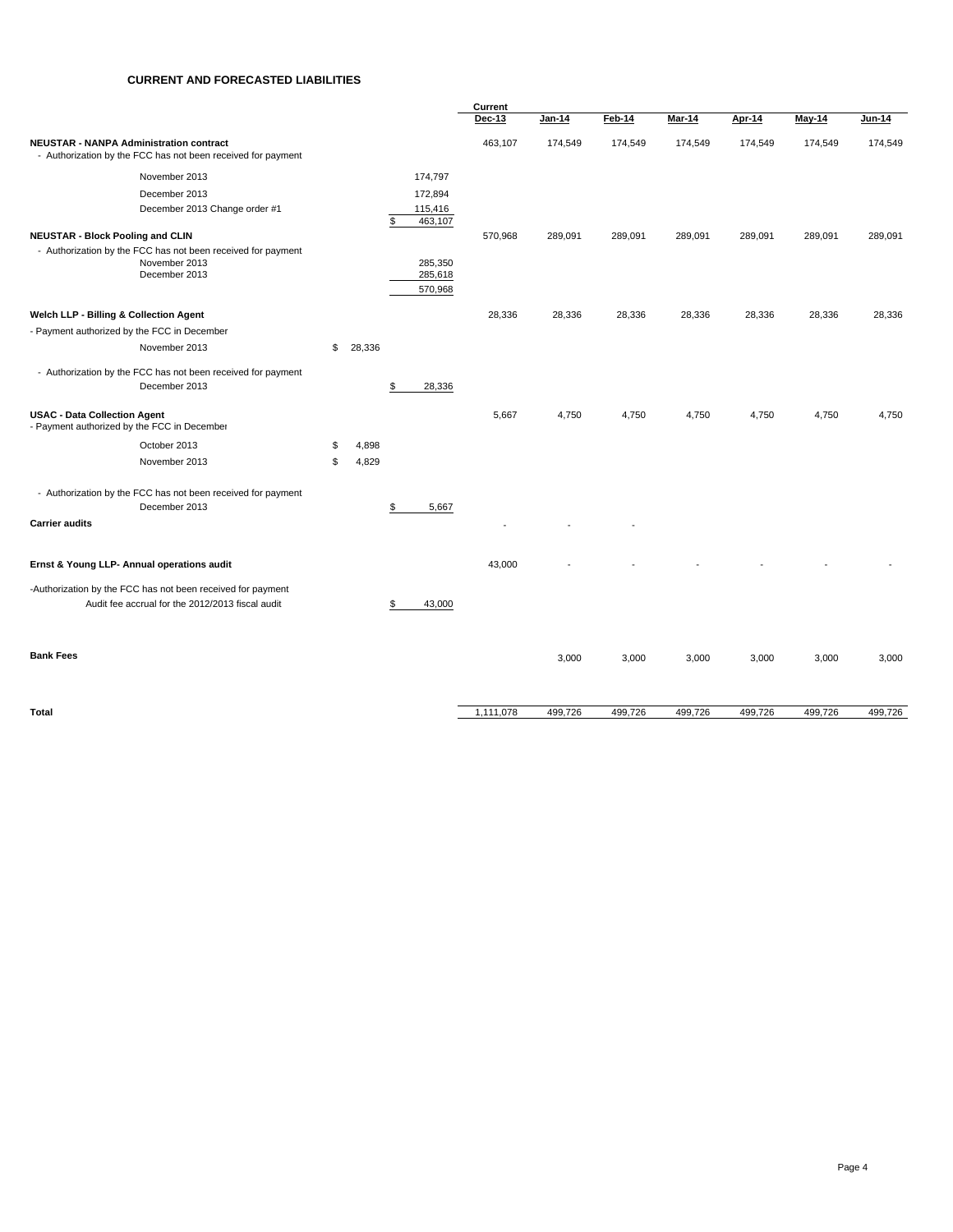## CURRENT AND FORECASTED LIABILITIES

| | | | Current Dec-13 | Jan-14 | Feb-14 | Mar-14 | Apr-14 | May-14 | Jun-14 |
|---|---|---|---|---|---|---|---|---|---|
| **NEUSTAR - NANPA Administration contract** | | | 463,107 | 174,549 | 174,549 | 174,549 | 174,549 | 174,549 | 174,549 |
| - Authorization by the FCC has not been received for payment | | | | | | | | | |
| November 2013 | | 174,797 | | | | | | | |
| December 2013 | | 172,894 | | | | | | | |
| December 2013 Change order #1 | | 115,416 | | | | | | | |
| | | $ 463,107 | | | | | | | |
| **NEUSTAR - Block Pooling and CLIN** | | | 570,968 | 289,091 | 289,091 | 289,091 | 289,091 | 289,091 | 289,091 |
| - Authorization by the FCC has not been received for payment | | | | | | | | | |
| November 2013 | | 285,350 | | | | | | | |
| December 2013 | | 285,618 | | | | | | | |
| | | 570,968 | | | | | | | |
| **Welch LLP - Billing & Collection Agent** | | | 28,336 | 28,336 | 28,336 | 28,336 | 28,336 | 28,336 | 28,336 |
| - Payment authorized by the FCC in December | | | | | | | | | |
| November 2013 | $ 28,336 | | | | | | | | |
| - Authorization by the FCC has not been received for payment | | | | | | | | | |
| December 2013 | | $ 28,336 | | | | | | | |
| **USAC - Data Collection Agent** | | | 5,667 | 4,750 | 4,750 | 4,750 | 4,750 | 4,750 | 4,750 |
| - Payment authorized by the FCC in December | | | | | | | | | |
| October 2013 | $ 4,898 | | | | | | | | |
| November 2013 | $ 4,829 | | | | | | | | |
| - Authorization by the FCC has not been received for payment | | | | | | | | | |
| December 2013 | | $ 5,667 | | | | | | | |
| **Carrier audits** | | | - | - | - | | | | |
| **Ernst & Young LLP- Annual operations audit** | | | 43,000 | - | - | - | - | - | - |
| -Authorization by the FCC has not been received for payment | | | | | | | | | |
| Audit fee accrual for the 2012/2013 fiscal audit | | $ 43,000 | | | | | | | |
| **Bank Fees** | | | | 3,000 | 3,000 | 3,000 | 3,000 | 3,000 | 3,000 |
| **Total** | | | 1,111,078 | 499,726 | 499,726 | 499,726 | 499,726 | 499,726 | 499,726 |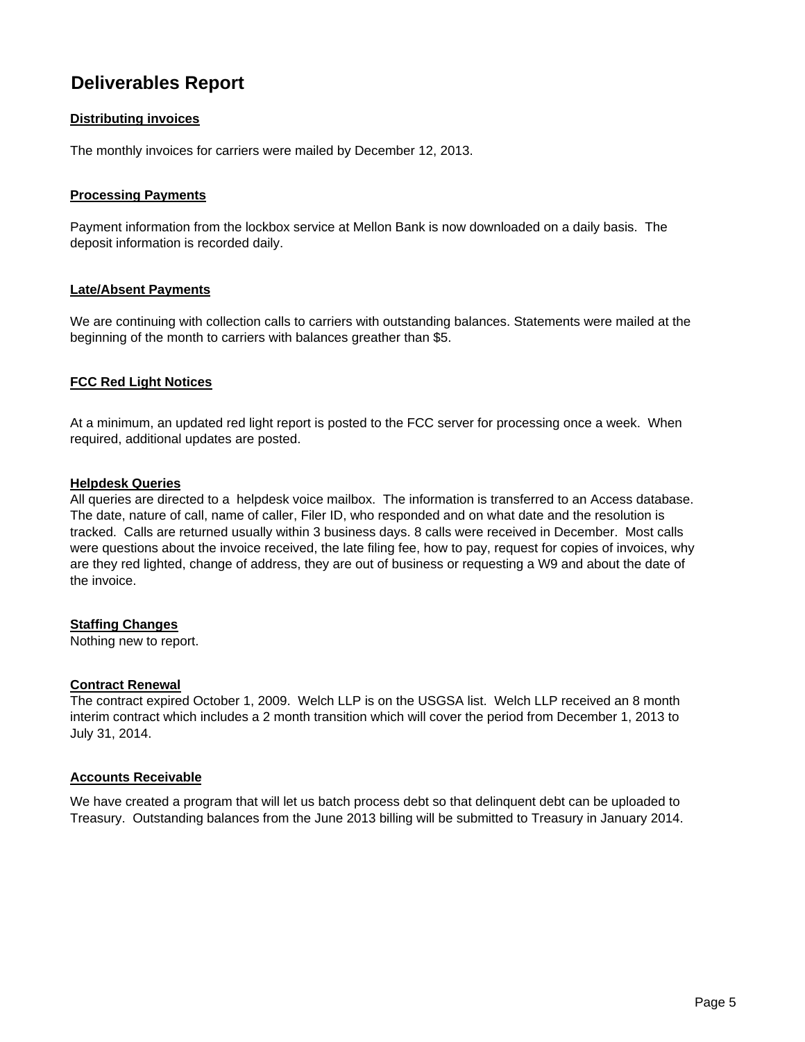# Deliverables Report

**Distributing invoices**

The monthly invoices for carriers were mailed by December 12, 2013.

**Processing Payments**

Payment information from the lockbox service at Mellon Bank is now downloaded on a daily basis. The deposit information is recorded daily.

**Late/Absent Payments**

We are continuing with collection calls to carriers with outstanding balances. Statements were mailed at the beginning of the month to carriers with balances greather than $5.

**FCC Red Light Notices**

At a minimum, an updated red light report is posted to the FCC server for processing once a week. When required, additional updates are posted.

**Helpdesk Queries**

All queries are directed to a helpdesk voice mailbox. The information is transferred to an Access database. The date, nature of call, name of caller, Filer ID, who responded and on what date and the resolution is tracked. Calls are returned usually within 3 business days. 8 calls were received in December. Most calls were questions about the invoice received, the late filing fee, how to pay, request for copies of invoices, why are they red lighted, change of address, they are out of business or requesting a W9 and about the date of the invoice.

**Staffing Changes**

Nothing new to report.

**Contract Renewal**

The contract expired October 1, 2009. Welch LLP is on the USGSA list. Welch LLP received an 8 month interim contract which includes a 2 month transition which will cover the period from December 1, 2013 to July 31, 2014.

**Accounts Receivable**

We have created a program that will let us batch process debt so that delinquent debt can be uploaded to Treasury. Outstanding balances from the June 2013 billing will be submitted to Treasury in January 2014.